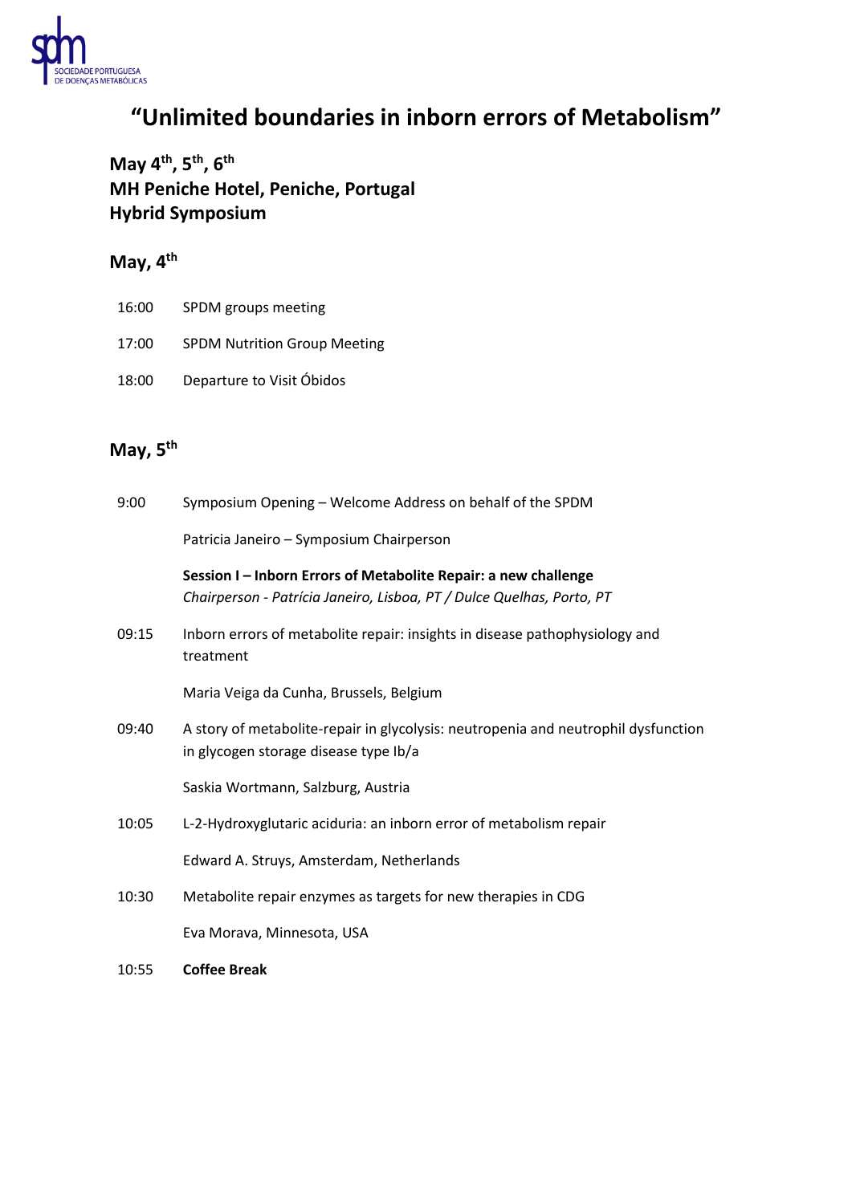# "Unlimited boundaries in inborn errors of Metabolism"

**May 4th, 5th, 6th**
**MH Peniche Hotel, Peniche, Portugal**
**Hybrid Symposium**

## May, 4th

| | |
|---|---|
| 16:00 | SPDM groups meeting |
| 17:00 | SPDM Nutrition Group Meeting |
| 18:00 | Departure to Visit Óbidos |

## May, 5th

9:00 Symposium Opening – Welcome Address on behalf of the SPDM

Patricia Janeiro – Symposium Chairperson

**Session I – Inborn Errors of Metabolite Repair: a new challenge**
*Chairperson - Patrícia Janeiro, Lisboa, PT / Dulce Quelhas, Porto, PT*

09:15 Inborn errors of metabolite repair: insights in disease pathophysiology and treatment

Maria Veiga da Cunha, Brussels, Belgium

09:40 A story of metabolite-repair in glycolysis: neutropenia and neutrophil dysfunction in glycogen storage disease type Ib/a

Saskia Wortmann, Salzburg, Austria

10:05 L-2-Hydroxyglutaric aciduria: an inborn error of metabolism repair

Edward A. Struys, Amsterdam, Netherlands

10:30 Metabolite repair enzymes as targets for new therapies in CDG

Eva Morava, Minnesota, USA

10:55 **Coffee Break**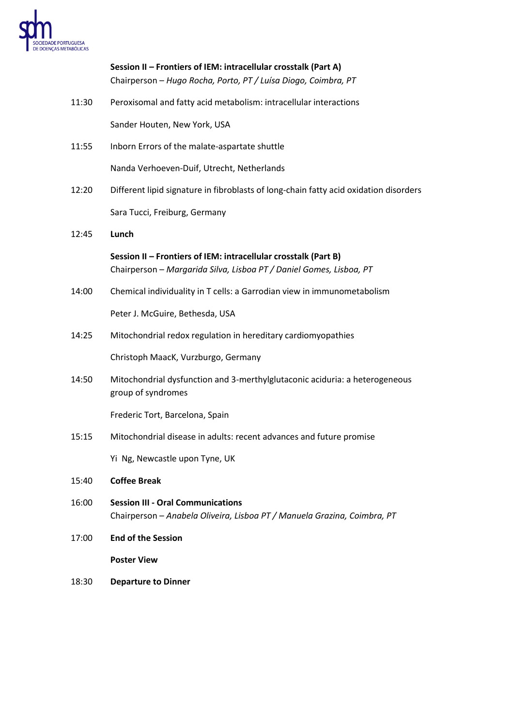**Session II – Frontiers of IEM: intracellular crosstalk (Part A)**
Chairperson – *Hugo Rocha, Porto, PT / Luísa Diogo, Coimbra, PT*

11:30 Peroxisomal and fatty acid metabolism: intracellular interactions

Sander Houten, New York, USA

11:55 Inborn Errors of the malate-aspartate shuttle

Nanda Verhoeven-Duif, Utrecht, Netherlands

12:20 Different lipid signature in fibroblasts of long-chain fatty acid oxidation disorders

Sara Tucci, Freiburg, Germany

12:45 **Lunch**

**Session II – Frontiers of IEM: intracellular crosstalk (Part B)**
Chairperson – *Margarida Silva, Lisboa PT / Daniel Gomes, Lisboa, PT*

14:00 Chemical individuality in T cells: a Garrodian view in immunometabolism

Peter J. McGuire, Bethesda, USA

14:25 Mitochondrial redox regulation in hereditary cardiomyopathies

Christoph MaacK, Vurzburgo, Germany

14:50 Mitochondrial dysfunction and 3-merthylglutaconic aciduria: a heterogeneous group of syndromes

Frederic Tort, Barcelona, Spain

15:15 Mitochondrial disease in adults: recent advances and future promise

Yi Ng, Newcastle upon Tyne, UK

15:40 **Coffee Break**

16:00 **Session III - Oral Communications**
Chairperson – *Anabela Oliveira, Lisboa PT / Manuela Grazina, Coimbra, PT*

17:00 **End of the Session**

**Poster View**

18:30 **Departure to Dinner**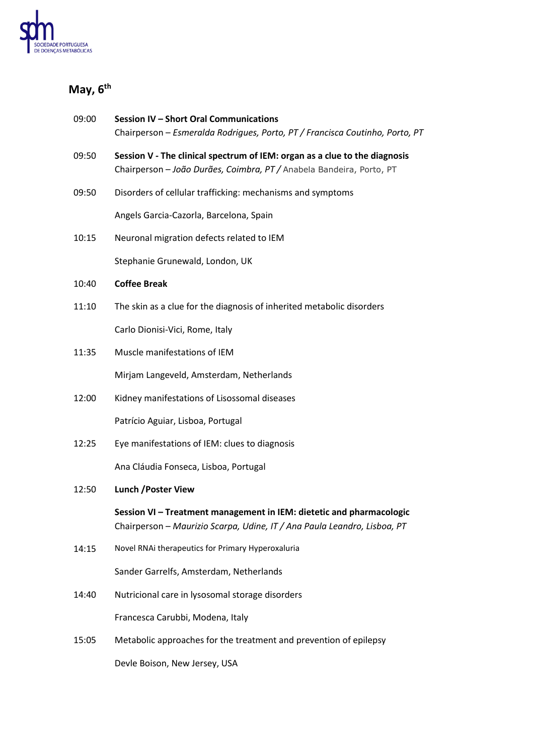## May, 6th

09:00 **Session IV – Short Oral Communications**
Chairperson – *Esmeralda Rodrigues, Porto, PT / Francisca Coutinho, Porto, PT*

09:50 **Session V - The clinical spectrum of IEM: organ as a clue to the diagnosis**
Chairperson – *João Durães, Coimbra, PT /* Anabela Bandeira, Porto, PT

09:50 Disorders of cellular trafficking: mechanisms and symptoms

Angels Garcia-Cazorla, Barcelona, Spain

10:15 Neuronal migration defects related to IEM

Stephanie Grunewald, London, UK

10:40 **Coffee Break**

11:10 The skin as a clue for the diagnosis of inherited metabolic disorders

Carlo Dionisi-Vici, Rome, Italy

11:35 Muscle manifestations of IEM

Mirjam Langeveld, Amsterdam, Netherlands

12:00 Kidney manifestations of Lisossomal diseases

Patrício Aguiar, Lisboa, Portugal

12:25 Eye manifestations of IEM: clues to diagnosis

Ana Cláudia Fonseca, Lisboa, Portugal

12:50 **Lunch /Poster View**

**Session VI – Treatment management in IEM: dietetic and pharmacologic**
Chairperson – *Maurizio Scarpa, Udine, IT / Ana Paula Leandro, Lisboa, PT*

14:15 Novel RNAi therapeutics for Primary Hyperoxaluria

Sander Garrelfs, Amsterdam, Netherlands

14:40 Nutricional care in lysosomal storage disorders

Francesca Carubbi, Modena, Italy

15:05 Metabolic approaches for the treatment and prevention of epilepsy

Devle Boison, New Jersey, USA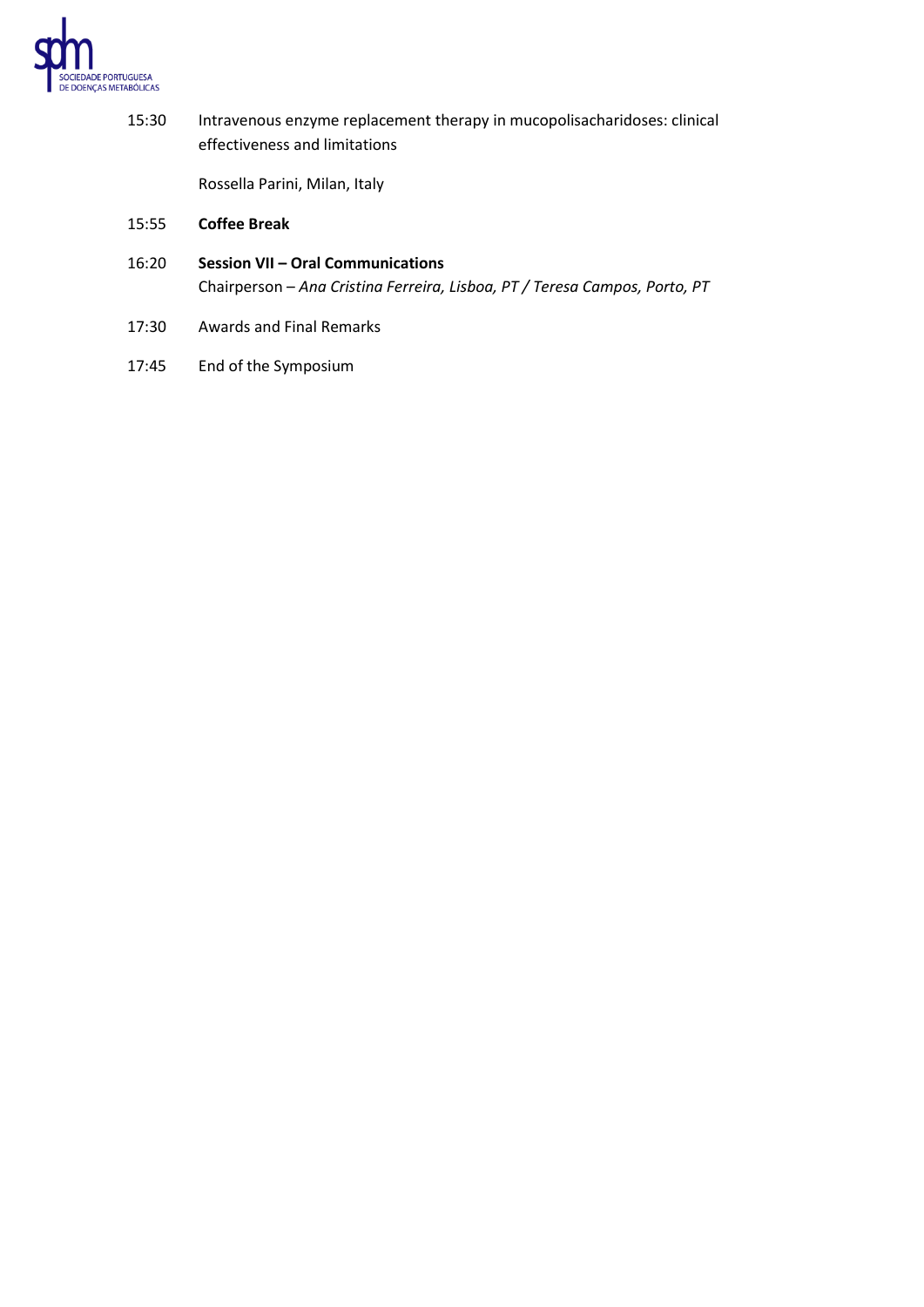15:30 Intravenous enzyme replacement therapy in mucopolisacharidoses: clinical effectiveness and limitations

Rossella Parini, Milan, Italy

15:55 **Coffee Break**

16:20 **Session VII – Oral Communications**
Chairperson – *Ana Cristina Ferreira, Lisboa, PT / Teresa Campos, Porto, PT*

17:30 Awards and Final Remarks

17:45 End of the Symposium